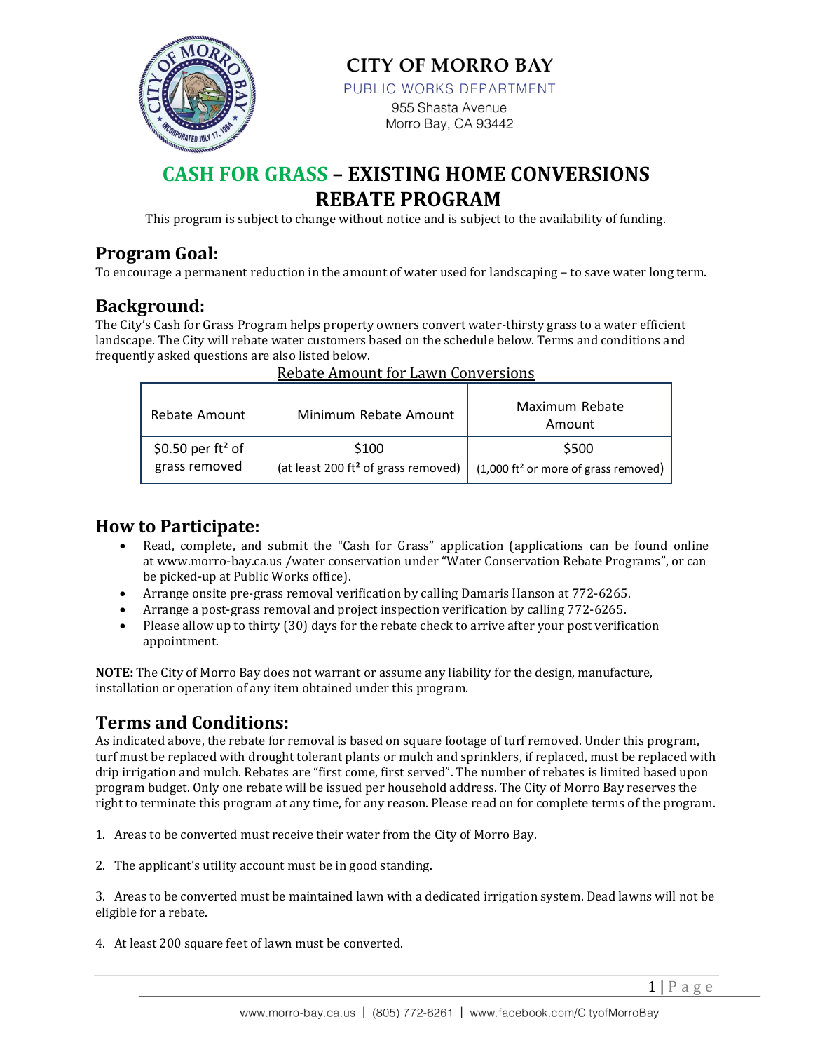# CITY OF MORRO BAY

PUBLIC WORKS DEPARTMENT

955 Shasta Avenue
Morro Bay, CA 93442

# CASH FOR GRASS – EXISTING HOME CONVERSIONS REBATE PROGRAM

This program is subject to change without notice and is subject to the availability of funding.

## Program Goal:

To encourage a permanent reduction in the amount of water used for landscaping – to save water long term.

## Background:

The City's Cash for Grass Program helps property owners convert water-thirsty grass to a water efficient landscape. The City will rebate water customers based on the schedule below. Terms and conditions and frequently asked questions are also listed below.

Rebate Amount for Lawn Conversions

| Rebate Amount | Minimum Rebate Amount | Maximum Rebate Amount |
|---|---|---|
| \$0.50 per ft² of grass removed | \$100 (at least 200 ft² of grass removed) | \$500 (1,000 ft² or more of grass removed) |

## How to Participate:

- Read, complete, and submit the "Cash for Grass" application (applications can be found online at www.morro-bay.ca.us /water conservation under "Water Conservation Rebate Programs", or can be picked-up at Public Works office).
- Arrange onsite pre-grass removal verification by calling Damaris Hanson at 772-6265.
- Arrange a post-grass removal and project inspection verification by calling 772-6265.
- Please allow up to thirty (30) days for the rebate check to arrive after your post verification appointment.

**NOTE:** The City of Morro Bay does not warrant or assume any liability for the design, manufacture, installation or operation of any item obtained under this program.

## Terms and Conditions:

As indicated above, the rebate for removal is based on square footage of turf removed. Under this program, turf must be replaced with drought tolerant plants or mulch and sprinklers, if replaced, must be replaced with drip irrigation and mulch. Rebates are "first come, first served". The number of rebates is limited based upon program budget. Only one rebate will be issued per household address. The City of Morro Bay reserves the right to terminate this program at any time, for any reason. Please read on for complete terms of the program.

1. Areas to be converted must receive their water from the City of Morro Bay.

2. The applicant's utility account must be in good standing.

3. Areas to be converted must be maintained lawn with a dedicated irrigation system. Dead lawns will not be eligible for a rebate.

4. At least 200 square feet of lawn must be converted.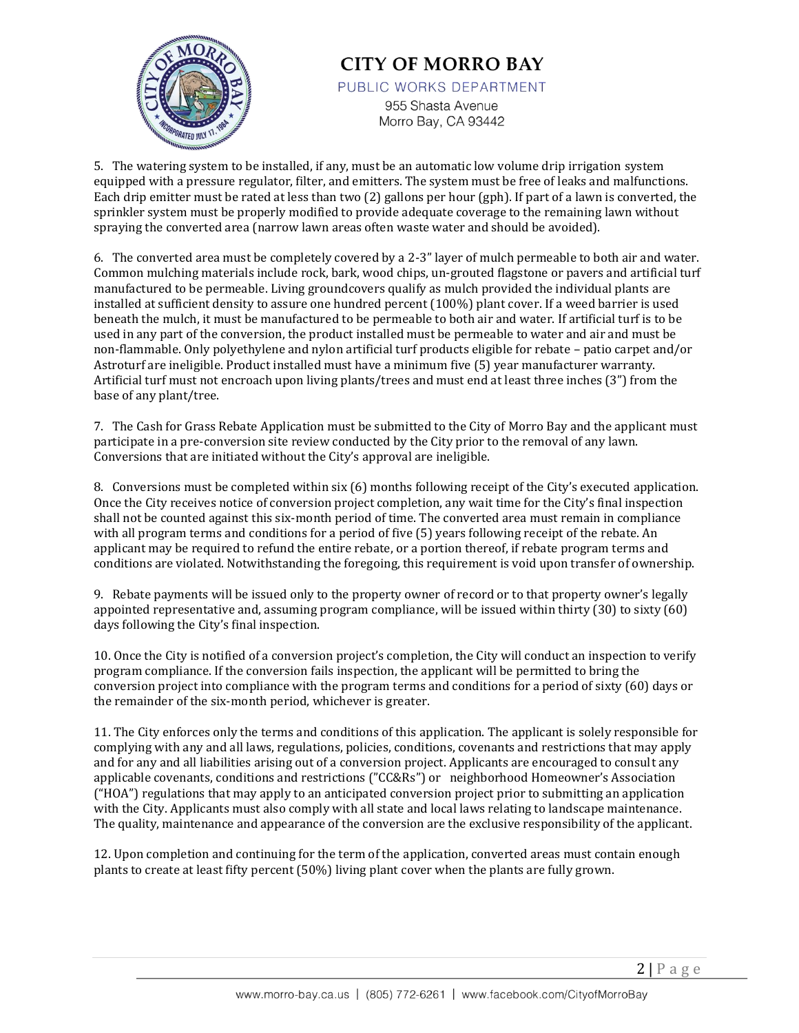5. The watering system to be installed, if any, must be an automatic low volume drip irrigation system equipped with a pressure regulator, filter, and emitters. The system must be free of leaks and malfunctions. Each drip emitter must be rated at less than two (2) gallons per hour (gph). If part of a lawn is converted, the sprinkler system must be properly modified to provide adequate coverage to the remaining lawn without spraying the converted area (narrow lawn areas often waste water and should be avoided).

6. The converted area must be completely covered by a 2-3" layer of mulch permeable to both air and water. Common mulching materials include rock, bark, wood chips, un-grouted flagstone or pavers and artificial turf manufactured to be permeable. Living groundcovers qualify as mulch provided the individual plants are installed at sufficient density to assure one hundred percent (100%) plant cover. If a weed barrier is used beneath the mulch, it must be manufactured to be permeable to both air and water. If artificial turf is to be used in any part of the conversion, the product installed must be permeable to water and air and must be non-flammable. Only polyethylene and nylon artificial turf products eligible for rebate – patio carpet and/or Astroturf are ineligible. Product installed must have a minimum five (5) year manufacturer warranty. Artificial turf must not encroach upon living plants/trees and must end at least three inches (3") from the base of any plant/tree.

7. The Cash for Grass Rebate Application must be submitted to the City of Morro Bay and the applicant must participate in a pre-conversion site review conducted by the City prior to the removal of any lawn. Conversions that are initiated without the City's approval are ineligible.

8. Conversions must be completed within six (6) months following receipt of the City's executed application. Once the City receives notice of conversion project completion, any wait time for the City's final inspection shall not be counted against this six-month period of time. The converted area must remain in compliance with all program terms and conditions for a period of five (5) years following receipt of the rebate. An applicant may be required to refund the entire rebate, or a portion thereof, if rebate program terms and conditions are violated. Notwithstanding the foregoing, this requirement is void upon transfer of ownership.

9. Rebate payments will be issued only to the property owner of record or to that property owner's legally appointed representative and, assuming program compliance, will be issued within thirty (30) to sixty (60) days following the City's final inspection.

10. Once the City is notified of a conversion project's completion, the City will conduct an inspection to verify program compliance. If the conversion fails inspection, the applicant will be permitted to bring the conversion project into compliance with the program terms and conditions for a period of sixty (60) days or the remainder of the six-month period, whichever is greater.

11. The City enforces only the terms and conditions of this application. The applicant is solely responsible for complying with any and all laws, regulations, policies, conditions, covenants and restrictions that may apply and for any and all liabilities arising out of a conversion project. Applicants are encouraged to consult any applicable covenants, conditions and restrictions ("CC&Rs") or neighborhood Homeowner's Association ("HOA") regulations that may apply to an anticipated conversion project prior to submitting an application with the City. Applicants must also comply with all state and local laws relating to landscape maintenance. The quality, maintenance and appearance of the conversion are the exclusive responsibility of the applicant.

12. Upon completion and continuing for the term of the application, converted areas must contain enough plants to create at least fifty percent (50%) living plant cover when the plants are fully grown.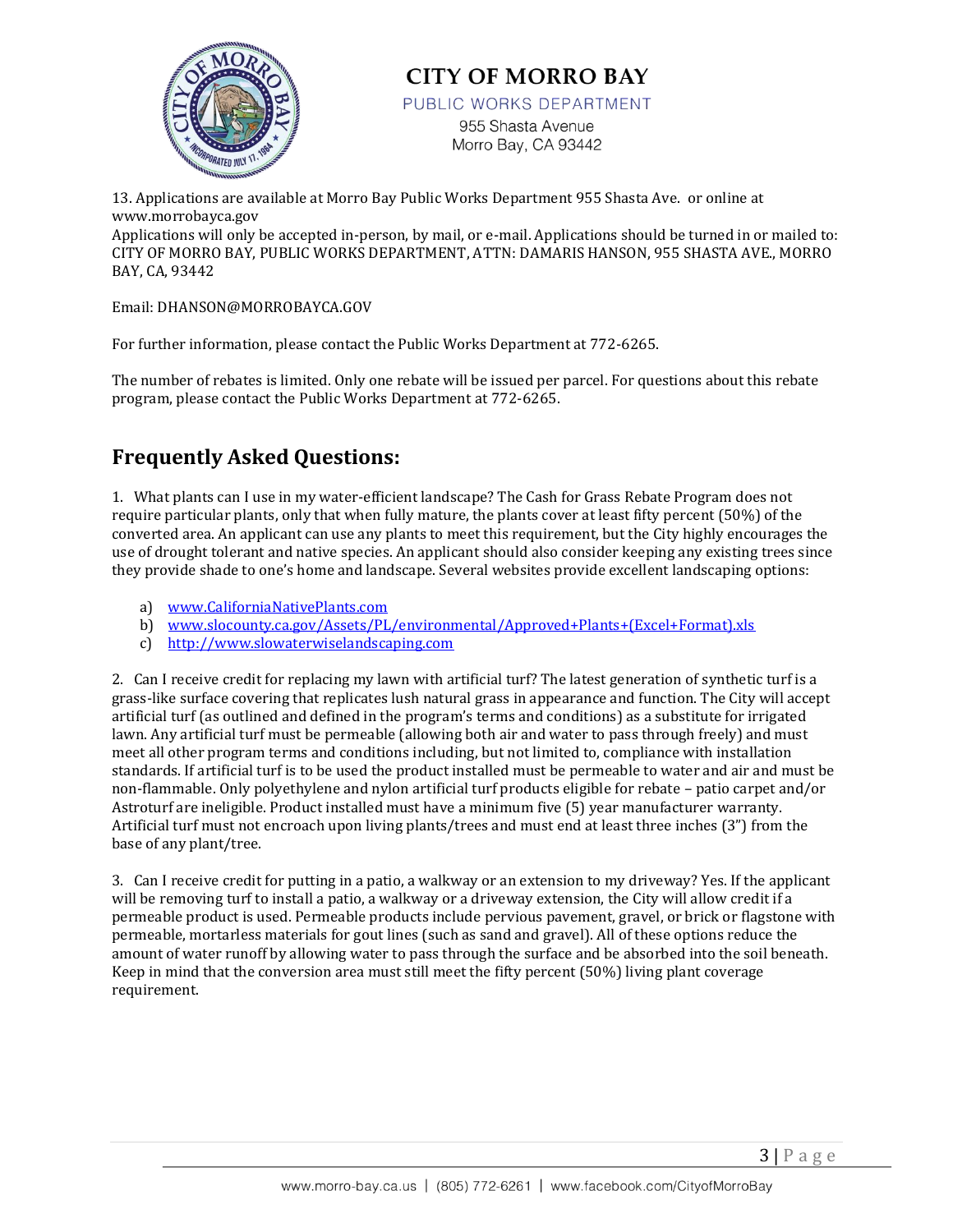# CITY OF MORRO BAY

PUBLIC WORKS DEPARTMENT

955 Shasta Avenue
Morro Bay, CA 93442

13. Applications are available at Morro Bay Public Works Department 955 Shasta Ave. or online at www.morrobayca.gov

Applications will only be accepted in-person, by mail, or e-mail. Applications should be turned in or mailed to: CITY OF MORRO BAY, PUBLIC WORKS DEPARTMENT, ATTN: DAMARIS HANSON, 955 SHASTA AVE., MORRO BAY, CA, 93442

Email: DHANSON@MORROBAYCA.GOV

For further information, please contact the Public Works Department at 772-6265.

The number of rebates is limited. Only one rebate will be issued per parcel. For questions about this rebate program, please contact the Public Works Department at 772-6265.

## Frequently Asked Questions:

1. What plants can I use in my water-efficient landscape? The Cash for Grass Rebate Program does not require particular plants, only that when fully mature, the plants cover at least fifty percent (50%) of the converted area. An applicant can use any plants to meet this requirement, but the City highly encourages the use of drought tolerant and native species. An applicant should also consider keeping any existing trees since they provide shade to one's home and landscape. Several websites provide excellent landscaping options:

   a) [www.CaliforniaNativePlants.com](http://www.CaliforniaNativePlants.com)
   b) [www.slocounty.ca.gov/Assets/PL/environmental/Approved+Plants+(Excel+Format).xls](http://www.slocounty.ca.gov/Assets/PL/environmental/Approved+Plants+(Excel+Format).xls)
   c) [http://www.slowaterwiselandscaping.com](http://www.slowaterwiselandscaping.com)

2. Can I receive credit for replacing my lawn with artificial turf? The latest generation of synthetic turf is a grass-like surface covering that replicates lush natural grass in appearance and function. The City will accept artificial turf (as outlined and defined in the program's terms and conditions) as a substitute for irrigated lawn. Any artificial turf must be permeable (allowing both air and water to pass through freely) and must meet all other program terms and conditions including, but not limited to, compliance with installation standards. If artificial turf is to be used the product installed must be permeable to water and air and must be non-flammable. Only polyethylene and nylon artificial turf products eligible for rebate – patio carpet and/or Astroturf are ineligible. Product installed must have a minimum five (5) year manufacturer warranty. Artificial turf must not encroach upon living plants/trees and must end at least three inches (3") from the base of any plant/tree.

3. Can I receive credit for putting in a patio, a walkway or an extension to my driveway? Yes. If the applicant will be removing turf to install a patio, a walkway or a driveway extension, the City will allow credit if a permeable product is used. Permeable products include pervious pavement, gravel, or brick or flagstone with permeable, mortarless materials for gout lines (such as sand and gravel). All of these options reduce the amount of water runoff by allowing water to pass through the surface and be absorbed into the soil beneath. Keep in mind that the conversion area must still meet the fifty percent (50%) living plant coverage requirement.